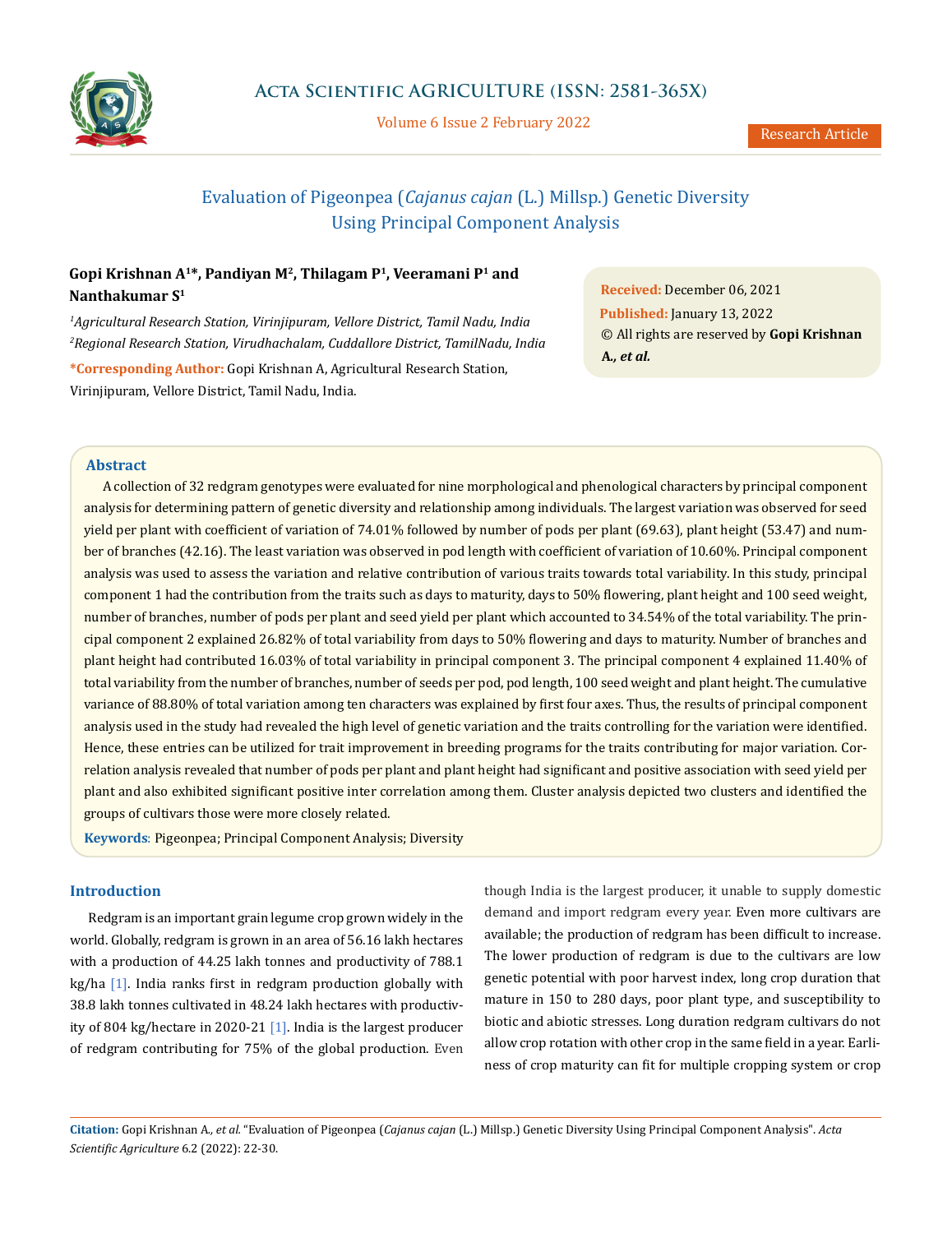# Evaluation of Pigeonpea (*Cajanus cajan* (L.) Millsp.) Genetic Diversity Using Principal Component Analysis

**Gopi Krishnan A[1]*, Pandiyan M[2], Thilagam P[1], Veeramani P[1] and Nanthakumar S[1]**

*[1]Agricultural Research Station, Virinjipuram, Vellore District, Tamil Nadu, India*
*[2]Regional Research Station, Virudhachalam, Cuddallore District, TamilNadu, India*

**\*Corresponding Author:** Gopi Krishnan A, Agricultural Research Station, Virinjipuram, Vellore District, Tamil Nadu, India.

**Received:** December 06, 2021
**Published:** January 13, 2022
© All rights are reserved by **Gopi Krishnan A., *et al.***

## Abstract

A collection of 32 redgram genotypes were evaluated for nine morphological and phenological characters by principal component analysis for determining pattern of genetic diversity and relationship among individuals. The largest variation was observed for seed yield per plant with coefficient of variation of 74.01% followed by number of pods per plant (69.63), plant height (53.47) and number of branches (42.16). The least variation was observed in pod length with coefficient of variation of 10.60%. Principal component analysis was used to assess the variation and relative contribution of various traits towards total variability. In this study, principal component 1 had the contribution from the traits such as days to maturity, days to 50% flowering, plant height and 100 seed weight, number of branches, number of pods per plant and seed yield per plant which accounted to 34.54% of the total variability. The principal component 2 explained 26.82% of total variability from days to 50% flowering and days to maturity. Number of branches and plant height had contributed 16.03% of total variability in principal component 3. The principal component 4 explained 11.40% of total variability from the number of branches, number of seeds per pod, pod length, 100 seed weight and plant height. The cumulative variance of 88.80% of total variation among ten characters was explained by first four axes. Thus, the results of principal component analysis used in the study had revealed the high level of genetic variation and the traits controlling for the variation were identified. Hence, these entries can be utilized for trait improvement in breeding programs for the traits contributing for major variation. Correlation analysis revealed that number of pods per plant and plant height had significant and positive association with seed yield per plant and also exhibited significant positive inter correlation among them. Cluster analysis depicted two clusters and identified the groups of cultivars those were more closely related.

**Keywords**: Pigeonpea; Principal Component Analysis; Diversity

## Introduction

Redgram is an important grain legume crop grown widely in the world. Globally, redgram is grown in an area of 56.16 lakh hectares with a production of 44.25 lakh tonnes and productivity of 788.1 kg/ha [1]. India ranks first in redgram production globally with 38.8 lakh tonnes cultivated in 48.24 lakh hectares with productivity of 804 kg/hectare in 2020-21 [1]. India is the largest producer of redgram contributing for 75% of the global production. Even though India is the largest producer, it unable to supply domestic demand and import redgram every year. Even more cultivars are available; the production of redgram has been difficult to increase. The lower production of redgram is due to the cultivars are low genetic potential with poor harvest index, long crop duration that mature in 150 to 280 days, poor plant type, and susceptibility to biotic and abiotic stresses. Long duration redgram cultivars do not allow crop rotation with other crop in the same field in a year. Earliness of crop maturity can fit for multiple cropping system or crop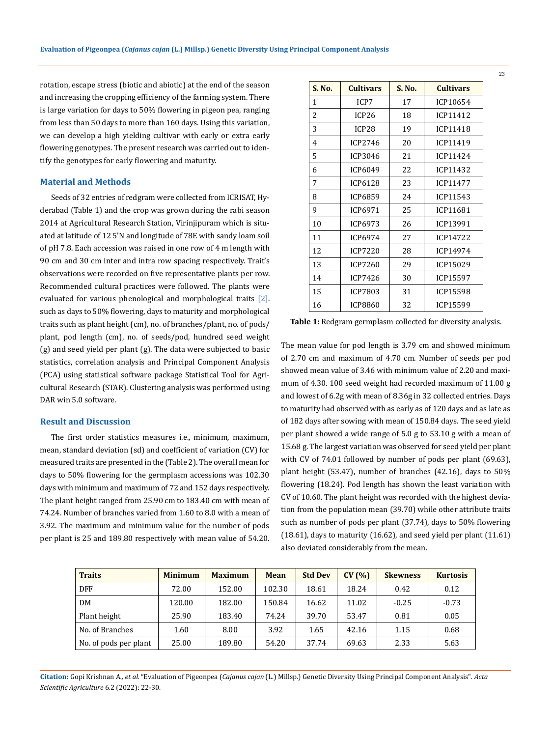rotation, escape stress (biotic and abiotic) at the end of the season and increasing the cropping efficiency of the farming system. There is large variation for days to 50% flowering in pigeon pea, ranging from less than 50 days to more than 160 days. Using this variation, we can develop a high yielding cultivar with early or extra early flowering genotypes. The present research was carried out to identify the genotypes for early flowering and maturity.

## Material and Methods

Seeds of 32 entries of redgram were collected from ICRISAT, Hyderabad (Table 1) and the crop was grown during the rabi season 2014 at Agricultural Research Station, Virinjipuram which is situated at latitude of 12 5'N and longitude of 78E with sandy loam soil of pH 7.8. Each accession was raised in one row of 4 m length with 90 cm and 30 cm inter and intra row spacing respectively. Trait's observations were recorded on five representative plants per row. Recommended cultural practices were followed. The plants were evaluated for various phenological and morphological traits [2]. such as days to 50% flowering, days to maturity and morphological traits such as plant height (cm), no. of branches/plant, no. of pods/plant, pod length (cm), no. of seeds/pod, hundred seed weight (g) and seed yield per plant (g). The data were subjected to basic statistics, correlation analysis and Principal Component Analysis (PCA) using statistical software package Statistical Tool for Agricultural Research (STAR). Clustering analysis was performed using DAR win 5.0 software.

| S. No. | Cultivars | S. No. | Cultivars |
|---|---|---|---|
| 1 | ICP7 | 17 | ICP10654 |
| 2 | ICP26 | 18 | ICP11412 |
| 3 | ICP28 | 19 | ICP11418 |
| 4 | ICP2746 | 20 | ICP11419 |
| 5 | ICP3046 | 21 | ICP11424 |
| 6 | ICP6049 | 22 | ICP11432 |
| 7 | ICP6128 | 23 | ICP11477 |
| 8 | ICP6859 | 24 | ICP11543 |
| 9 | ICP6971 | 25 | ICP11681 |
| 10 | ICP6973 | 26 | ICP13991 |
| 11 | ICP6974 | 27 | ICP14722 |
| 12 | ICP7220 | 28 | ICP14974 |
| 13 | ICP7260 | 29 | ICP15029 |
| 14 | ICP7426 | 30 | ICP15597 |
| 15 | ICP7803 | 31 | ICP15598 |
| 16 | ICP8860 | 32 | ICP15599 |

**Table 1:** Redgram germplasm collected for diversity analysis.

## Result and Discussion

The first order statistics measures i.e., minimum, maximum, mean, standard deviation (sd) and coefficient of variation (CV) for measured traits are presented in the (Table 2). The overall mean for days to 50% flowering for the germplasm accessions was 102.30 days with minimum and maximum of 72 and 152 days respectively. The plant height ranged from 25.90 cm to 183.40 cm with mean of 74.24. Number of branches varied from 1.60 to 8.0 with a mean of 3.92. The maximum and minimum value for the number of pods per plant is 25 and 189.80 respectively with mean value of 54.20. The mean value for pod length is 3.79 cm and showed minimum of 2.70 cm and maximum of 4.70 cm. Number of seeds per pod showed mean value of 3.46 with minimum value of 2.20 and maximum of 4.30. 100 seed weight had recorded maximum of 11.00 g and lowest of 6.2g with mean of 8.36g in 32 collected entries. Days to maturity had observed with as early as of 120 days and as late as of 182 days after sowing with mean of 150.84 days. The seed yield per plant showed a wide range of 5.0 g to 53.10 g with a mean of 15.68 g. The largest variation was observed for seed yield per plant with CV of 74.01 followed by number of pods per plant (69.63), plant height (53.47), number of branches (42.16), days to 50% flowering (18.24). Pod length has shown the least variation with CV of 10.60. The plant height was recorded with the highest deviation from the population mean (39.70) while other attribute traits such as number of pods per plant (37.74), days to 50% flowering (18.61), days to maturity (16.62), and seed yield per plant (11.61) also deviated considerably from the mean.

| Traits | Minimum | Maximum | Mean | Std Dev | CV (%) | Skewness | Kurtosis |
|---|---|---|---|---|---|---|---|
| DFF | 72.00 | 152.00 | 102.30 | 18.61 | 18.24 | 0.42 | 0.12 |
| DM | 120.00 | 182.00 | 150.84 | 16.62 | 11.02 | -0.25 | -0.73 |
| Plant height | 25.90 | 183.40 | 74.24 | 39.70 | 53.47 | 0.81 | 0.05 |
| No. of Branches | 1.60 | 8.00 | 3.92 | 1.65 | 42.16 | 1.15 | 0.68 |
| No. of pods per plant | 25.00 | 189.80 | 54.20 | 37.74 | 69.63 | 2.33 | 5.63 |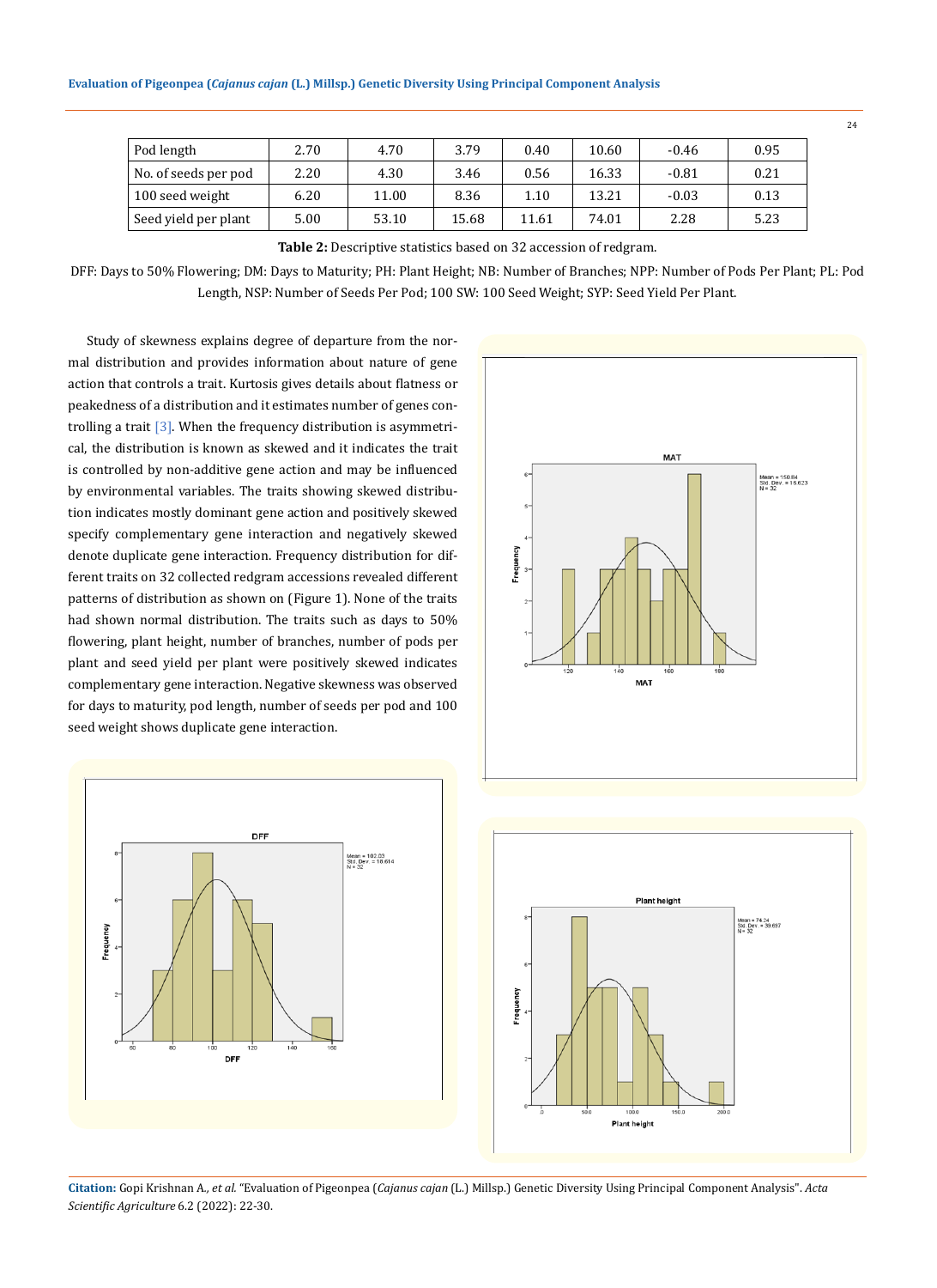| Pod length | 2.70 | 4.70 | 3.79 | 0.40 | 10.60 | -0.46 | 0.95 |
|---|---|---|---|---|---|---|---|
| No. of seeds per pod | 2.20 | 4.30 | 3.46 | 0.56 | 16.33 | -0.81 | 0.21 |
| 100 seed weight | 6.20 | 11.00 | 8.36 | 1.10 | 13.21 | -0.03 | 0.13 |
| Seed yield per plant | 5.00 | 53.10 | 15.68 | 11.61 | 74.01 | 2.28 | 5.23 |

**Table 2:** Descriptive statistics based on 32 accession of redgram.

DFF: Days to 50% Flowering; DM: Days to Maturity; PH: Plant Height; NB: Number of Branches; NPP: Number of Pods Per Plant; PL: Pod Length, NSP: Number of Seeds Per Pod; 100 SW: 100 Seed Weight; SYP: Seed Yield Per Plant.

Study of skewness explains degree of departure from the normal distribution and provides information about nature of gene action that controls a trait. Kurtosis gives details about flatness or peakedness of a distribution and it estimates number of genes controlling a trait [3]. When the frequency distribution is asymmetrical, the distribution is known as skewed and it indicates the trait is controlled by non-additive gene action and may be influenced by environmental variables. The traits showing skewed distribution indicates mostly dominant gene action and positively skewed specify complementary gene interaction and negatively skewed denote duplicate gene interaction. Frequency distribution for different traits on 32 collected redgram accessions revealed different patterns of distribution as shown on (Figure 1). None of the traits had shown normal distribution. The traits such as days to 50% flowering, plant height, number of branches, number of pods per plant and seed yield per plant were positively skewed indicates complementary gene interaction. Negative skewness was observed for days to maturity, pod length, number of seeds per pod and 100 seed weight shows duplicate gene interaction.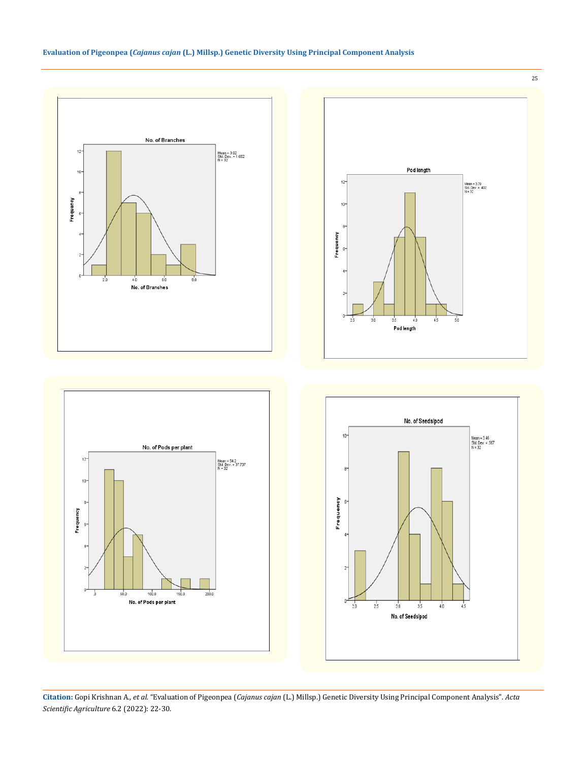**No. of Branches**

Mean = 3.92
Std. Dev. = 1.652
N = 32

Frequency

No. of Branches

**Pod length**

Mean = 3.79
Std. Dev. = .402
N = 32

Frequency

Pod length

**No. of Pods per plant**

Mean = 54.2
Std. Dev. = 37.737
N = 32

Frequency

No. of Pods per plant

**No. of Seeds/pod**

Mean = 3.46
Std. Dev. = .567
N = 32

Frequency

No. of Seeds/pod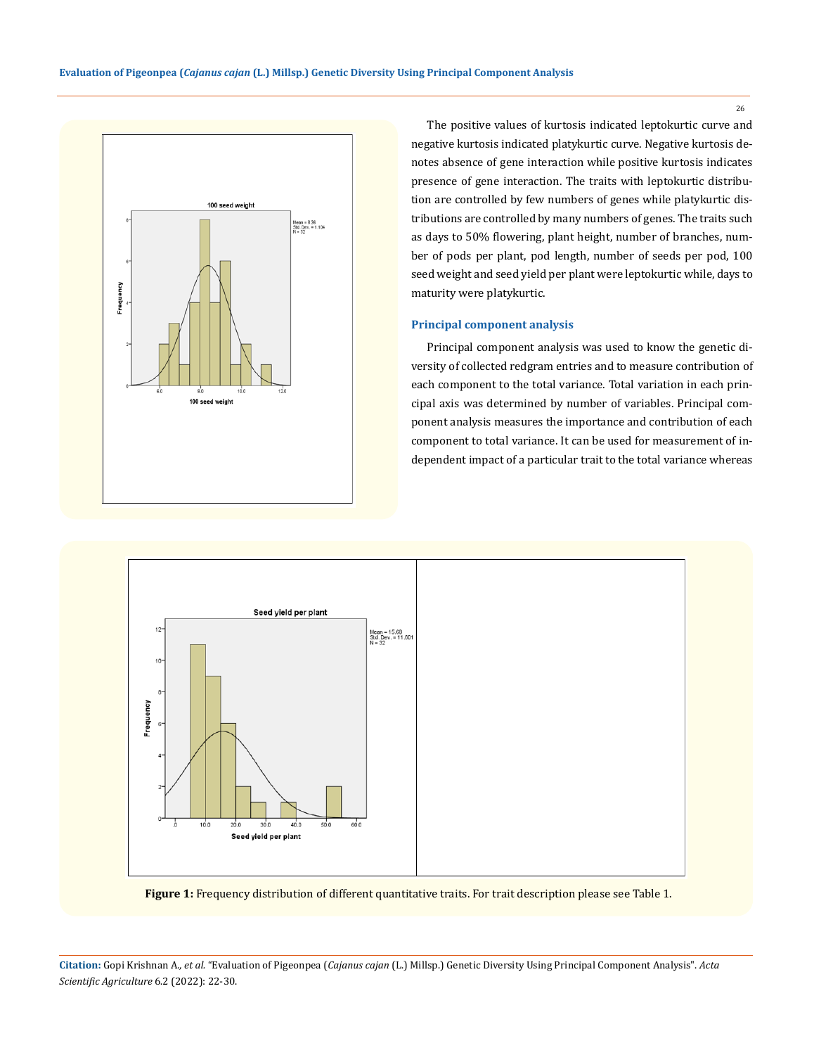The positive values of kurtosis indicated leptokurtic curve and negative kurtosis indicated platykurtic curve. Negative kurtosis denotes absence of gene interaction while positive kurtosis indicates presence of gene interaction. The traits with leptokurtic distribution are controlled by few numbers of genes while platykurtic distributions are controlled by many numbers of genes. The traits such as days to 50% flowering, plant height, number of branches, number of pods per plant, pod length, number of seeds per pod, 100 seed weight and seed yield per plant were leptokurtic while, days to maturity were platykurtic.

## Principal component analysis

Principal component analysis was used to know the genetic diversity of collected redgram entries and to measure contribution of each component to the total variance. Total variation in each principal axis was determined by number of variables. Principal component analysis measures the importance and contribution of each component to total variance. It can be used for measurement of independent impact of a particular trait to the total variance whereas

**Figure 1:** Frequency distribution of different quantitative traits. For trait description please see Table 1.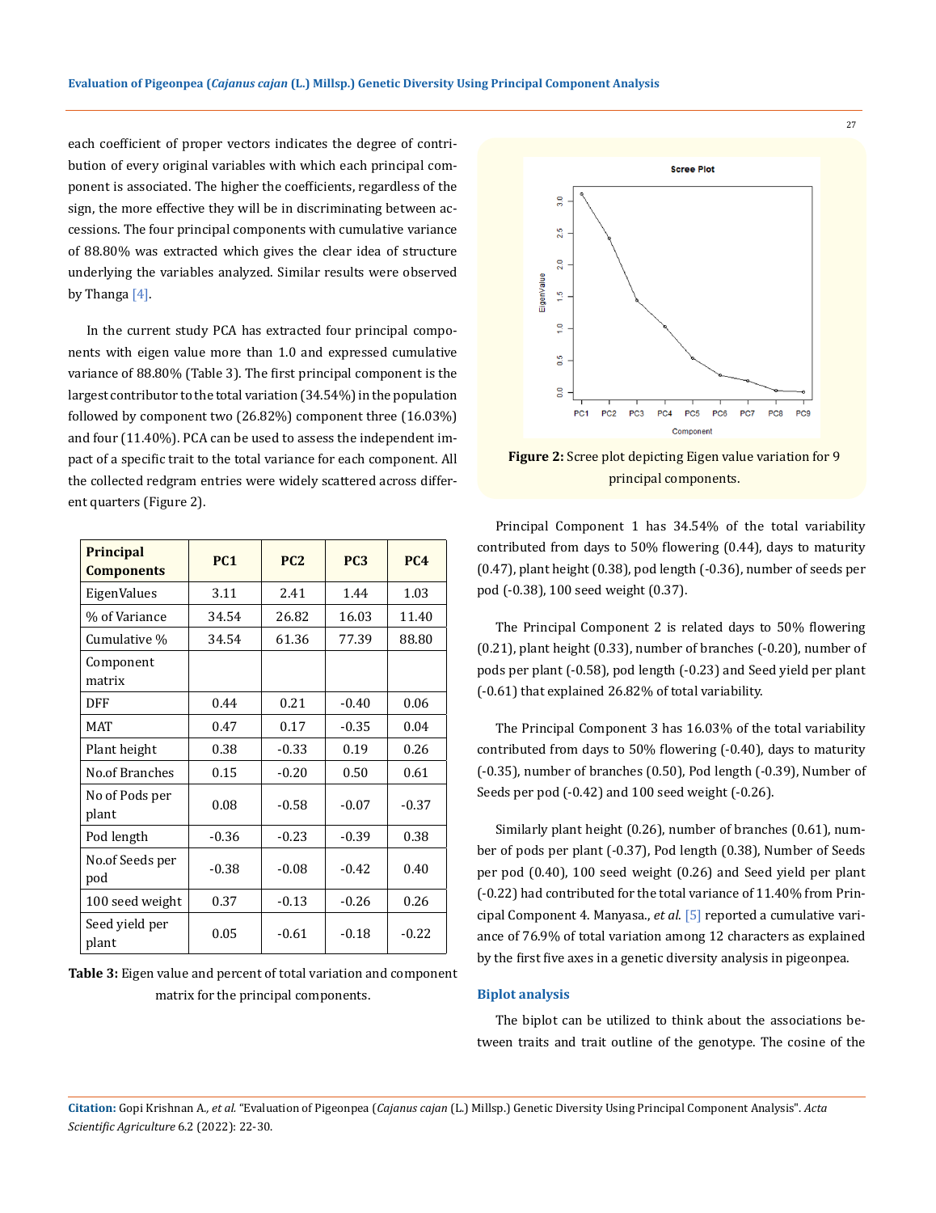each coefficient of proper vectors indicates the degree of contribution of every original variables with which each principal component is associated. The higher the coefficients, regardless of the sign, the more effective they will be in discriminating between accessions. The four principal components with cumulative variance of 88.80% was extracted which gives the clear idea of structure underlying the variables analyzed. Similar results were observed by Thanga [4].

In the current study PCA has extracted four principal components with eigen value more than 1.0 and expressed cumulative variance of 88.80% (Table 3). The first principal component is the largest contributor to the total variation (34.54%) in the population followed by component two (26.82%) component three (16.03%) and four (11.40%). PCA can be used to assess the independent impact of a specific trait to the total variance for each component. All the collected redgram entries were widely scattered across different quarters (Figure 2).

| Principal Components | PC1 | PC2 | PC3 | PC4 |
|---|---|---|---|---|
| EigenValues | 3.11 | 2.41 | 1.44 | 1.03 |
| % of Variance | 34.54 | 26.82 | 16.03 | 11.40 |
| Cumulative % | 34.54 | 61.36 | 77.39 | 88.80 |
| Component matrix | | | | |
| DFF | 0.44 | 0.21 | -0.40 | 0.06 |
| MAT | 0.47 | 0.17 | -0.35 | 0.04 |
| Plant height | 0.38 | -0.33 | 0.19 | 0.26 |
| No.of Branches | 0.15 | -0.20 | 0.50 | 0.61 |
| No of Pods per plant | 0.08 | -0.58 | -0.07 | -0.37 |
| Pod length | -0.36 | -0.23 | -0.39 | 0.38 |
| No.of Seeds per pod | -0.38 | -0.08 | -0.42 | 0.40 |
| 100 seed weight | 0.37 | -0.13 | -0.26 | 0.26 |
| Seed yield per plant | 0.05 | -0.61 | -0.18 | -0.22 |

**Table 3:** Eigen value and percent of total variation and component matrix for the principal components.

**Figure 2:** Scree plot depicting Eigen value variation for 9 principal components.

Principal Component 1 has 34.54% of the total variability contributed from days to 50% flowering (0.44), days to maturity (0.47), plant height (0.38), pod length (-0.36), number of seeds per pod (-0.38), 100 seed weight (0.37).

The Principal Component 2 is related days to 50% flowering (0.21), plant height (0.33), number of branches (-0.20), number of pods per plant (-0.58), pod length (-0.23) and Seed yield per plant (-0.61) that explained 26.82% of total variability.

The Principal Component 3 has 16.03% of the total variability contributed from days to 50% flowering (-0.40), days to maturity (-0.35), number of branches (0.50), Pod length (-0.39), Number of Seeds per pod (-0.42) and 100 seed weight (-0.26).

Similarly plant height (0.26), number of branches (0.61), number of pods per plant (-0.37), Pod length (0.38), Number of Seeds per pod (0.40), 100 seed weight (0.26) and Seed yield per plant (-0.22) had contributed for the total variance of 11.40% from Principal Component 4. Manyasa., *et al.* [5] reported a cumulative variance of 76.9% of total variation among 12 characters as explained by the first five axes in a genetic diversity analysis in pigeonpea.

### Biplot analysis

The biplot can be utilized to think about the associations between traits and trait outline of the genotype. The cosine of the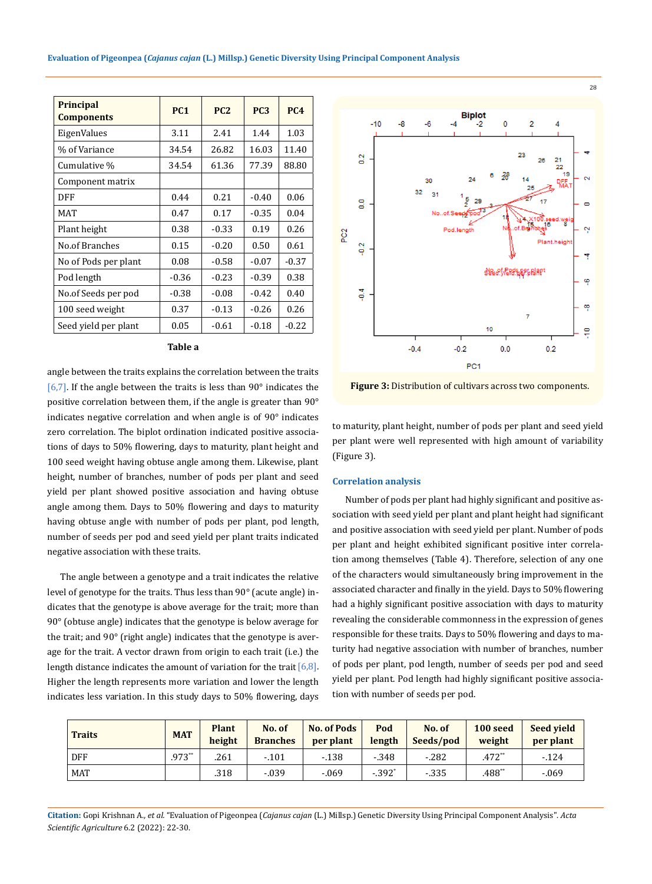| Principal Components | PC1 | PC2 | PC3 | PC4 |
|---|---|---|---|---|
| EigenValues | 3.11 | 2.41 | 1.44 | 1.03 |
| % of Variance | 34.54 | 26.82 | 16.03 | 11.40 |
| Cumulative % | 34.54 | 61.36 | 77.39 | 88.80 |
| Component matrix | | | | |
| DFF | 0.44 | 0.21 | -0.40 | 0.06 |
| MAT | 0.47 | 0.17 | -0.35 | 0.04 |
| Plant height | 0.38 | -0.33 | 0.19 | 0.26 |
| No.of Branches | 0.15 | -0.20 | 0.50 | 0.61 |
| No of Pods per plant | 0.08 | -0.58 | -0.07 | -0.37 |
| Pod length | -0.36 | -0.23 | -0.39 | 0.38 |
| No.of Seeds per pod | -0.38 | -0.08 | -0.42 | 0.40 |
| 100 seed weight | 0.37 | -0.13 | -0.26 | 0.26 |
| Seed yield per plant | 0.05 | -0.61 | -0.18 | -0.22 |

**Table a**

angle between the traits explains the correlation between the traits [6,7]. If the angle between the traits is less than 90° indicates the positive correlation between them, if the angle is greater than 90° indicates negative correlation and when angle is of 90° indicates zero correlation. The biplot ordination indicated positive associations of days to 50% flowering, days to maturity, plant height and 100 seed weight having obtuse angle among them. Likewise, plant height, number of branches, number of pods per plant and seed yield per plant showed positive association and having obtuse angle among them. Days to 50% flowering and days to maturity having obtuse angle with number of pods per plant, pod length, number of seeds per pod and seed yield per plant traits indicated negative association with these traits.

The angle between a genotype and a trait indicates the relative level of genotype for the traits. Thus less than 90° (acute angle) indicates that the genotype is above average for the trait; more than 90° (obtuse angle) indicates that the genotype is below average for the trait; and 90° (right angle) indicates that the genotype is average for the trait. A vector drawn from origin to each trait (i.e.) the length distance indicates the amount of variation for the trait [6,8]. Higher the length represents more variation and lower the length indicates less variation. In this study days to 50% flowering, days to maturity, plant height, number of pods per plant and seed yield per plant were well represented with high amount of variability (Figure 3).

**Figure 3:** Distribution of cultivars across two components.

### Correlation analysis

Number of pods per plant had highly significant and positive association with seed yield per plant and plant height had significant and positive association with seed yield per plant. Number of pods per plant and height exhibited significant positive inter correlation among themselves (Table 4). Therefore, selection of any one of the characters would simultaneously bring improvement in the associated character and finally in the yield. Days to 50% flowering had a highly significant positive association with days to maturity revealing the considerable commonness in the expression of genes responsible for these traits. Days to 50% flowering and days to maturity had negative association with number of branches, number of pods per plant, pod length, number of seeds per pod and seed yield per plant. Pod length had highly significant positive association with number of seeds per pod.

| Traits | MAT | Plant height | No. of Branches | No. of Pods per plant | Pod length | No. of Seeds/pod | 100 seed weight | Seed yield per plant |
|---|---|---|---|---|---|---|---|---|
| DFF | .973** | .261 | -.101 | -.138 | -.348 | -.282 | .472** | -.124 |
| MAT | | .318 | -.039 | -.069 | -.392* | -.335 | .488** | -.069 |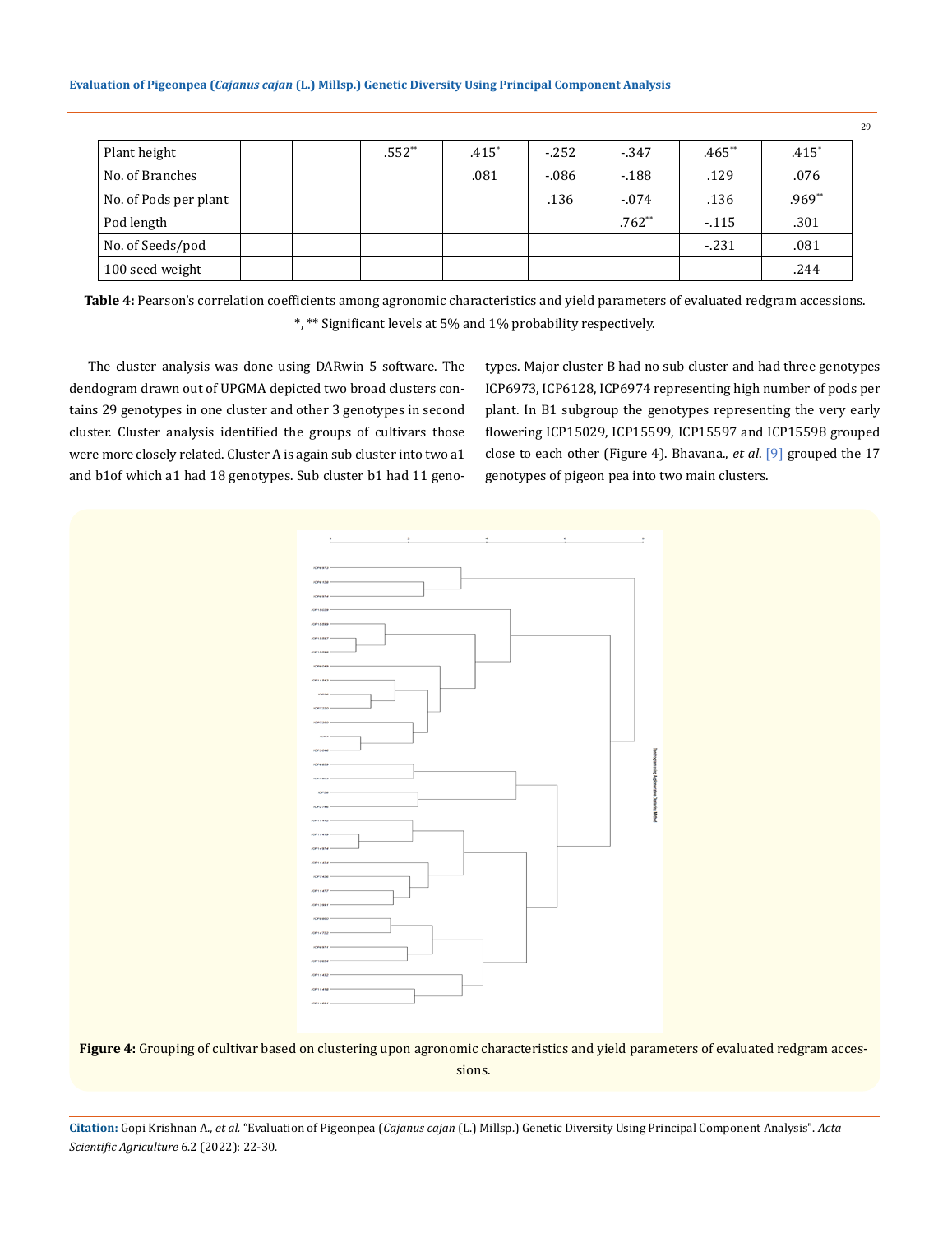| | | | | | | | | |
|---|---|---|---|---|---|---|---|---|
| Plant height | | | .552** | .415* | -.252 | -.347 | .465** | .415* |
| No. of Branches | | | | .081 | -.086 | -.188 | .129 | .076 |
| No. of Pods per plant | | | | | .136 | -.074 | .136 | .969** |
| Pod length | | | | | | .762** | -.115 | .301 |
| No. of Seeds/pod | | | | | | | -.231 | .081 |
| 100 seed weight | | | | | | | | .244 |

**Table 4:** Pearson's correlation coefficients among agronomic characteristics and yield parameters of evaluated redgram accessions.
*, ** Significant levels at 5% and 1% probability respectively.

The cluster analysis was done using DARwin 5 software. The dendogram drawn out of UPGMA depicted two broad clusters contains 29 genotypes in one cluster and other 3 genotypes in second cluster. Cluster analysis identified the groups of cultivars those were more closely related. Cluster A is again sub cluster into two a1 and b1of which a1 had 18 genotypes. Sub cluster b1 had 11 genotypes. Major cluster B had no sub cluster and had three genotypes ICP6973, ICP6128, ICP6974 representing high number of pods per plant. In B1 subgroup the genotypes representing the very early flowering ICP15029, ICP15599, ICP15597 and ICP15598 grouped close to each other (Figure 4). Bhavana., *et al.* [9] grouped the 17 genotypes of pigeon pea into two main clusters.

**Figure 4:** Grouping of cultivar based on clustering upon agronomic characteristics and yield parameters of evaluated redgram accessions.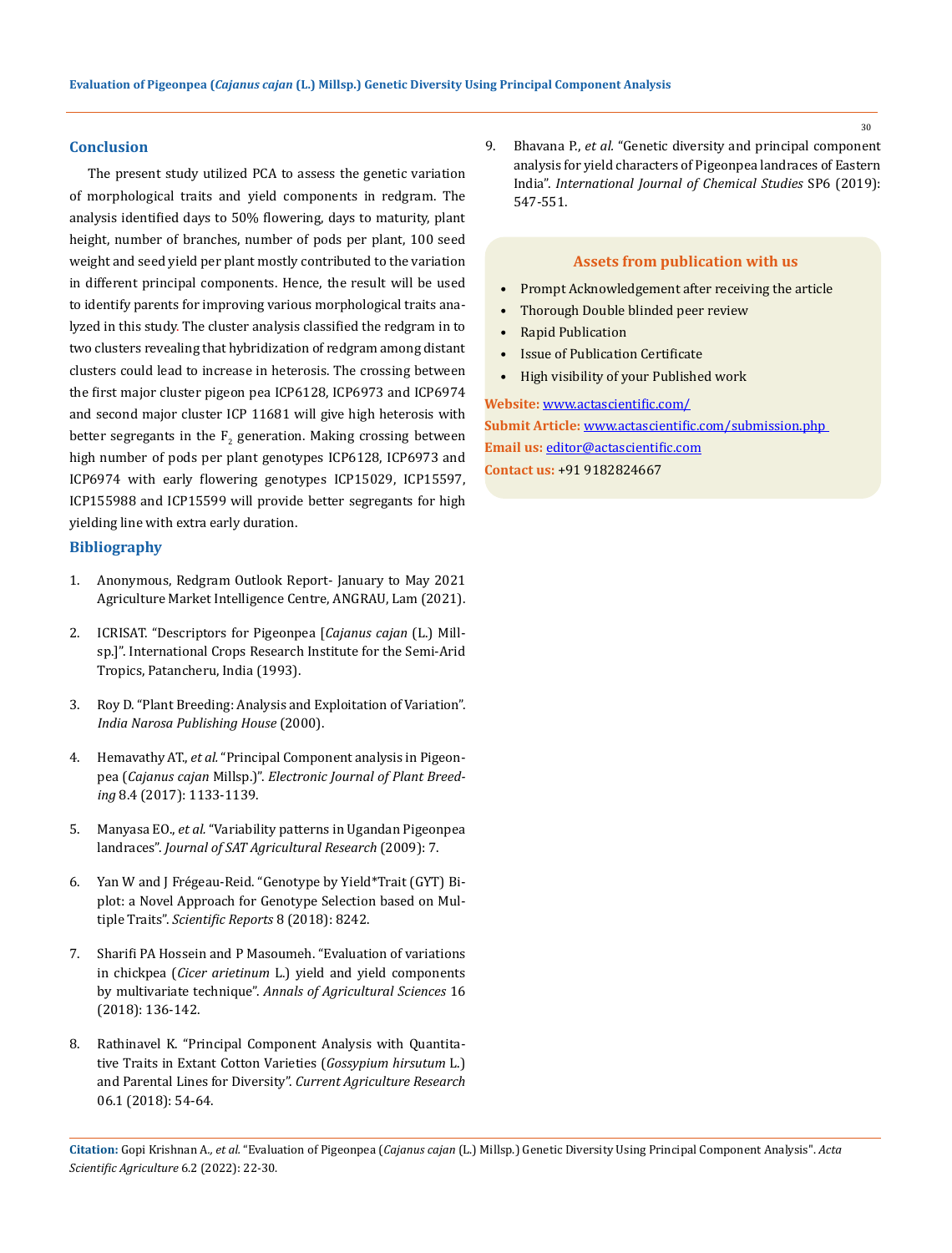## Conclusion

The present study utilized PCA to assess the genetic variation of morphological traits and yield components in redgram. The analysis identified days to 50% flowering, days to maturity, plant height, number of branches, number of pods per plant, 100 seed weight and seed yield per plant mostly contributed to the variation in different principal components. Hence, the result will be used to identify parents for improving various morphological traits analyzed in this study. The cluster analysis classified the redgram in to two clusters revealing that hybridization of redgram among distant clusters could lead to increase in heterosis. The crossing between the first major cluster pigeon pea ICP6128, ICP6973 and ICP6974 and second major cluster ICP 11681 will give high heterosis with better segregants in the $F_2$ generation. Making crossing between high number of pods per plant genotypes ICP6128, ICP6973 and ICP6974 with early flowering genotypes ICP15029, ICP15597, ICP155988 and ICP15599 will provide better segregants for high yielding line with extra early duration.

## Bibliography

1. Anonymous, Redgram Outlook Report- January to May 2021 Agriculture Market Intelligence Centre, ANGRAU, Lam (2021).
2. ICRISAT. "Descriptors for Pigeonpea [*Cajanus cajan* (L.) Millsp.]". International Crops Research Institute for the Semi-Arid Tropics, Patancheru, India (1993).
3. Roy D. "Plant Breeding: Analysis and Exploitation of Variation". *India Narosa Publishing House* (2000).
4. Hemavathy AT., *et al.* "Principal Component analysis in Pigeonpea (*Cajanus cajan* Millsp.)". *Electronic Journal of Plant Breeding* 8.4 (2017): 1133-1139.
5. Manyasa EO., *et al.* "Variability patterns in Ugandan Pigeonpea landraces". *Journal of SAT Agricultural Research* (2009): 7.
6. Yan W and J Frégeau-Reid. "Genotype by Yield*Trait (GYT) Biplot: a Novel Approach for Genotype Selection based on Multiple Traits". *Scientific Reports* 8 (2018): 8242.
7. Sharifi PA Hossein and P Masoumeh. "Evaluation of variations in chickpea (*Cicer arietinum* L.) yield and yield components by multivariate technique". *Annals of Agricultural Sciences* 16 (2018): 136-142.
8. Rathinavel K. "Principal Component Analysis with Quantitative Traits in Extant Cotton Varieties (*Gossypium hirsutum* L.) and Parental Lines for Diversity". *Current Agriculture Research* 06.1 (2018): 54-64.
9. Bhavana P., *et al.* "Genetic diversity and principal component analysis for yield characters of Pigeonpea landraces of Eastern India". *International Journal of Chemical Studies* SP6 (2019): 547-551.

### Assets from publication with us

- Prompt Acknowledgement after receiving the article
- Thorough Double blinded peer review
- Rapid Publication
- Issue of Publication Certificate
- High visibility of your Published work

**Website:** www.actascientific.com/
**Submit Article:** www.actascientific.com/submission.php
**Email us:** editor@actascientific.com
**Contact us:** +91 9182824667